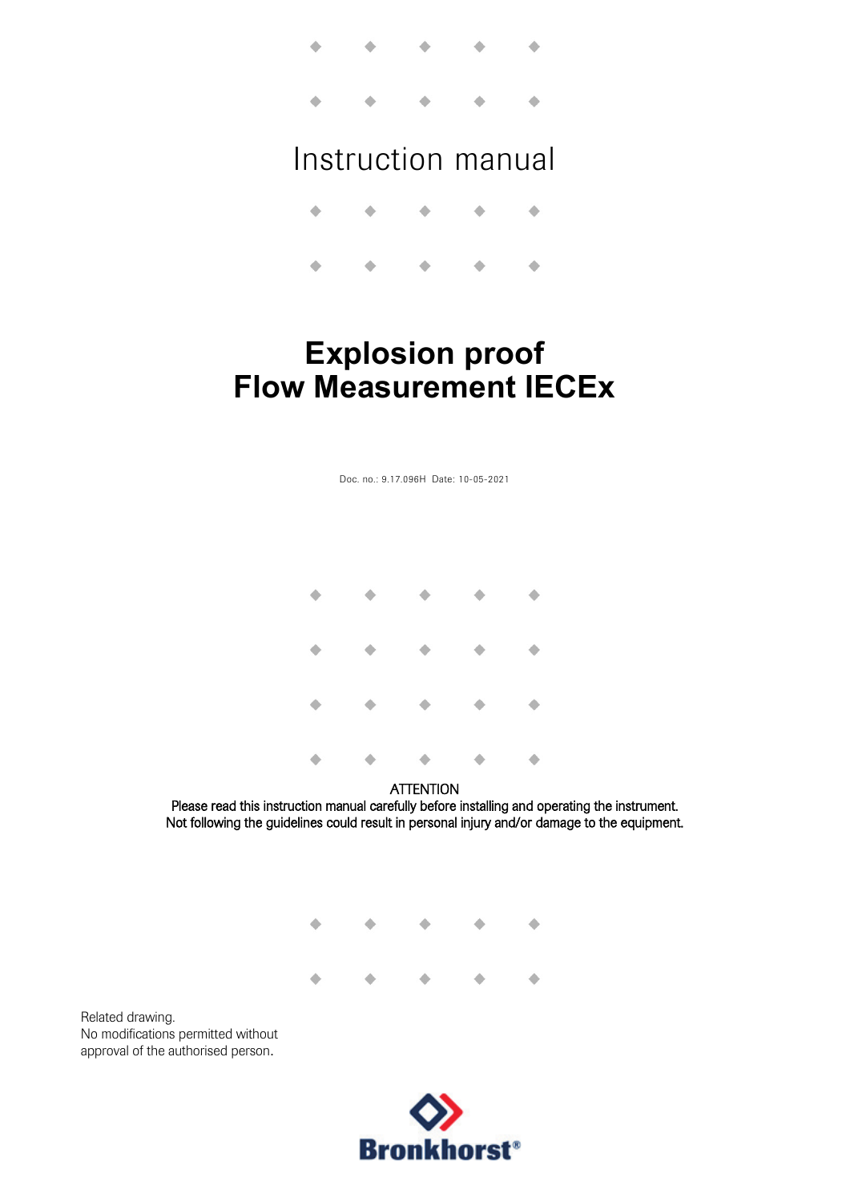Instruction manual

# Explosion proof
# Flow Measurement IECEx

Doc. no.: 9.17.096H Date: 10-05-2021

ATTENTION
Please read this instruction manual carefully before installing and operating the instrument.
Not following the guidelines could result in personal injury and/or damage to the equipment.

Related drawing.
No modifications permitted without approval of the authorised person.

Bronkhorst®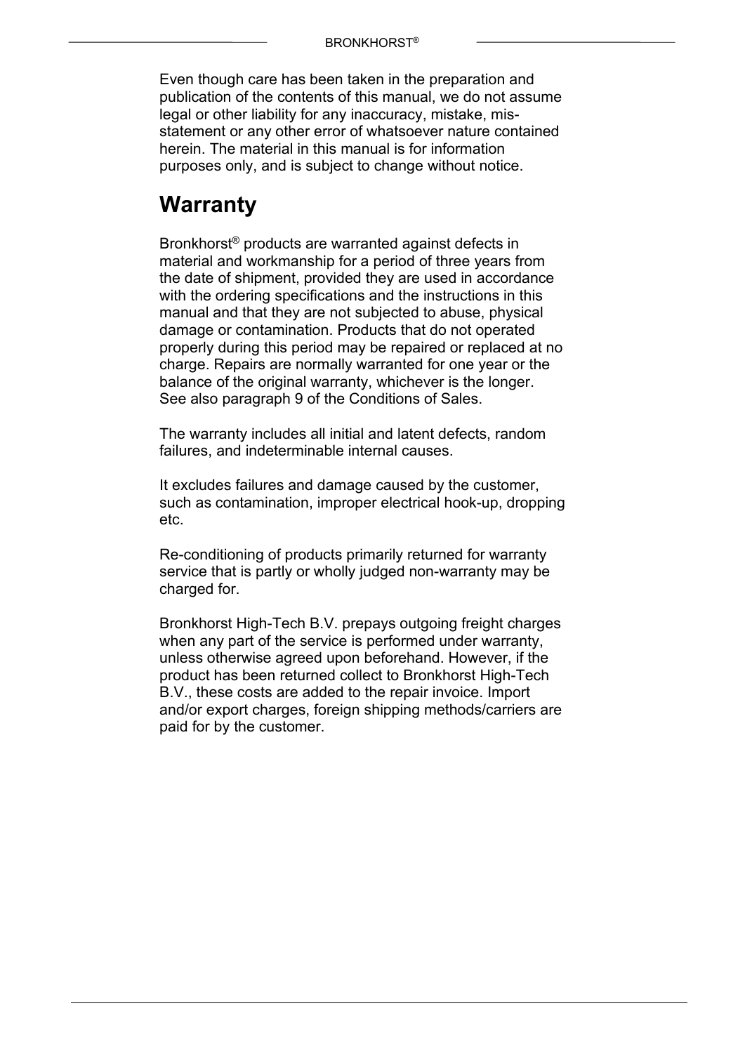Even though care has been taken in the preparation and publication of the contents of this manual, we do not assume legal or other liability for any inaccuracy, mistake, mis-statement or any other error of whatsoever nature contained herein. The material in this manual is for information purposes only, and is subject to change without notice.

# Warranty

Bronkhorst® products are warranted against defects in material and workmanship for a period of three years from the date of shipment, provided they are used in accordance with the ordering specifications and the instructions in this manual and that they are not subjected to abuse, physical damage or contamination. Products that do not operated properly during this period may be repaired or replaced at no charge. Repairs are normally warranted for one year or the balance of the original warranty, whichever is the longer. See also paragraph 9 of the Conditions of Sales.

The warranty includes all initial and latent defects, random failures, and indeterminable internal causes.

It excludes failures and damage caused by the customer, such as contamination, improper electrical hook-up, dropping etc.

Re-conditioning of products primarily returned for warranty service that is partly or wholly judged non-warranty may be charged for.

Bronkhorst High-Tech B.V. prepays outgoing freight charges when any part of the service is performed under warranty, unless otherwise agreed upon beforehand. However, if the product has been returned collect to Bronkhorst High-Tech B.V., these costs are added to the repair invoice. Import and/or export charges, foreign shipping methods/carriers are paid for by the customer.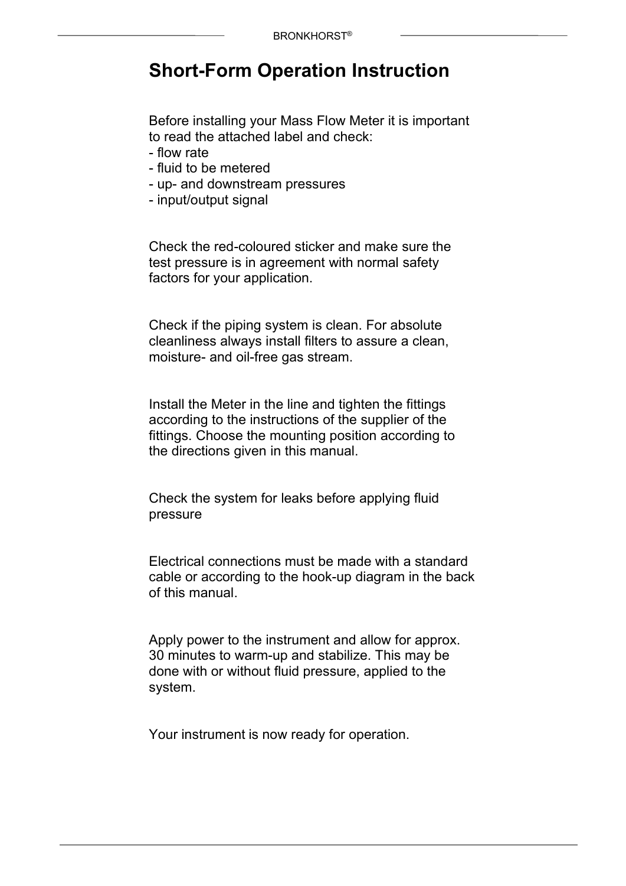# Short-Form Operation Instruction

Before installing your Mass Flow Meter it is important to read the attached label and check:
- flow rate
- fluid to be metered
- up- and downstream pressures
- input/output signal

Check the red-coloured sticker and make sure the test pressure is in agreement with normal safety factors for your application.

Check if the piping system is clean. For absolute cleanliness always install filters to assure a clean, moisture- and oil-free gas stream.

Install the Meter in the line and tighten the fittings according to the instructions of the supplier of the fittings. Choose the mounting position according to the directions given in this manual.

Check the system for leaks before applying fluid pressure

Electrical connections must be made with a standard cable or according to the hook-up diagram in the back of this manual.

Apply power to the instrument and allow for approx. 30 minutes to warm-up and stabilize. This may be done with or without fluid pressure, applied to the system.

Your instrument is now ready for operation.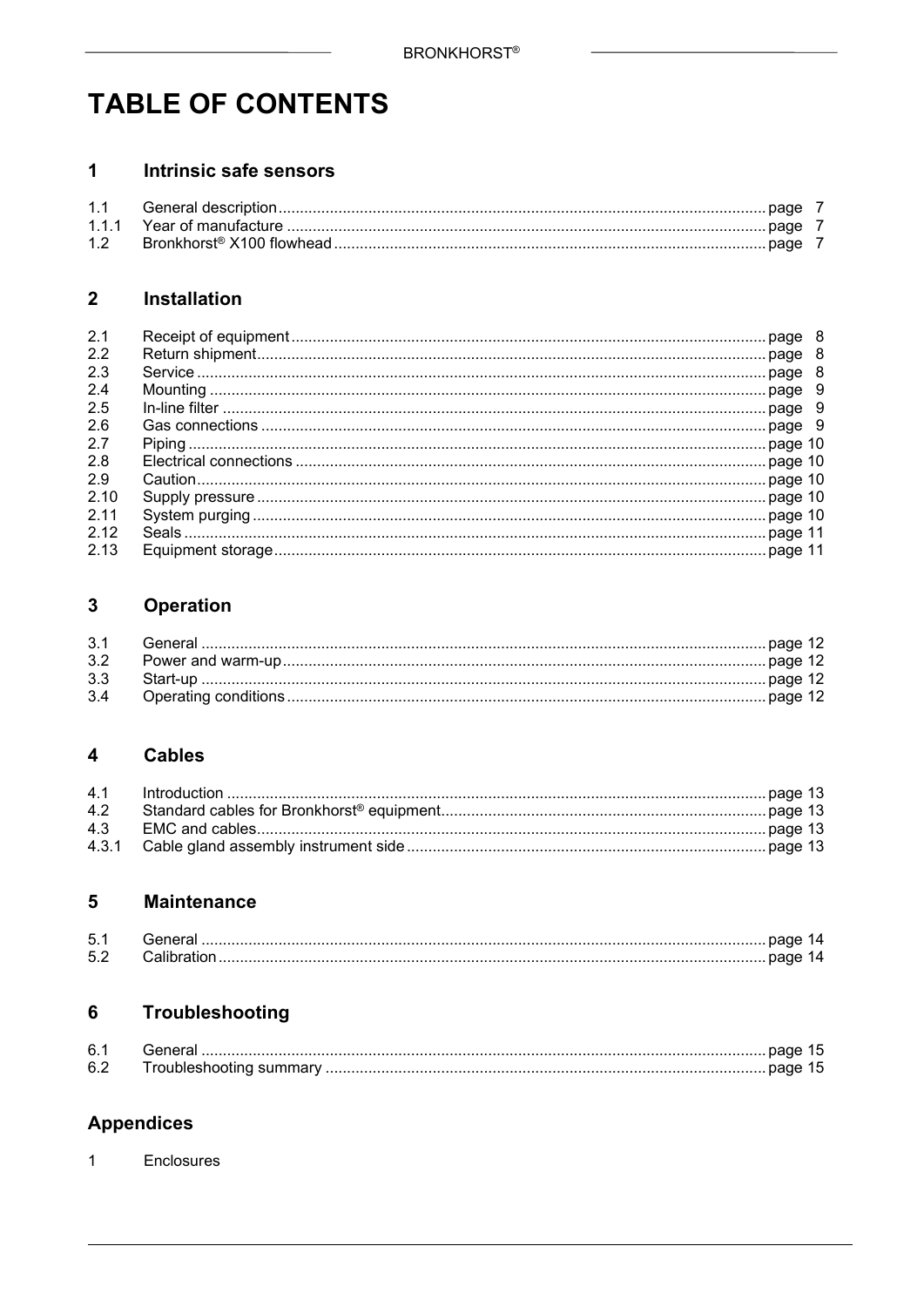# TABLE OF CONTENTS

## 1 Intrinsic safe sensors

| | | |
|---|---|---|
| 1.1 | General description | page 7 |
| 1.1.1 | Year of manufacture | page 7 |
| 1.2 | Bronkhorst® X100 flowhead | page 7 |

## 2 Installation

| | | |
|---|---|---|
| 2.1 | Receipt of equipment | page 8 |
| 2.2 | Return shipment | page 8 |
| 2.3 | Service | page 8 |
| 2.4 | Mounting | page 9 |
| 2.5 | In-line filter | page 9 |
| 2.6 | Gas connections | page 9 |
| 2.7 | Piping | page 10 |
| 2.8 | Electrical connections | page 10 |
| 2.9 | Caution | page 10 |
| 2.10 | Supply pressure | page 10 |
| 2.11 | System purging | page 10 |
| 2.12 | Seals | page 11 |
| 2.13 | Equipment storage | page 11 |

## 3 Operation

| | | |
|---|---|---|
| 3.1 | General | page 12 |
| 3.2 | Power and warm-up | page 12 |
| 3.3 | Start-up | page 12 |
| 3.4 | Operating conditions | page 12 |

## 4 Cables

| | | |
|---|---|---|
| 4.1 | Introduction | page 13 |
| 4.2 | Standard cables for Bronkhorst® equipment | page 13 |
| 4.3 | EMC and cables | page 13 |
| 4.3.1 | Cable gland assembly instrument side | page 13 |

## 5 Maintenance

| | | |
|---|---|---|
| 5.1 | General | page 14 |
| 5.2 | Calibration | page 14 |

## 6 Troubleshooting

| | | |
|---|---|---|
| 6.1 | General | page 15 |
| 6.2 | Troubleshooting summary | page 15 |

## Appendices

1 Enclosures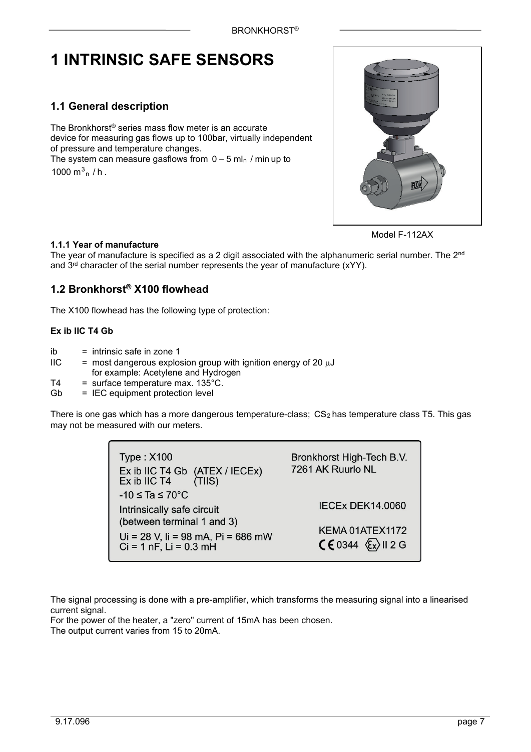# 1 INTRINSIC SAFE SENSORS

## 1.1 General description

The Bronkhorst® series mass flow meter is an accurate device for measuring gas flows up to 100bar, virtually independent of pressure and temperature changes.
The system can measure gasflows from 0 – 5 $ml_n$ / min up to 1000 $m^3{}_n$ / h .

Model F-112AX

### 1.1.1 Year of manufacture

The year of manufacture is specified as a 2 digit associated with the alphanumeric serial number. The 2nd and 3rd character of the serial number represents the year of manufacture (xYY).

## 1.2 Bronkhorst® X100 flowhead

The X100 flowhead has the following type of protection:

**Ex ib IIC T4 Gb**

ib = intrinsic safe in zone 1
IIC = most dangerous explosion group with ignition energy of 20 μJ
for example: Acetylene and Hydrogen
T4 = surface temperature max. 135°C.
Gb = IEC equipment protection level

There is one gas which has a more dangerous temperature-class; $CS_2$ has temperature class T5. This gas may not be measured with our meters.

| Type : X100 | Bronkhorst High-Tech B.V. |
|---|---|
| Ex ib IIC T4 Gb (ATEX / IECEx) | 7261 AK Ruurlo NL |
| Ex ib IIC T4 (TIIS) | |
| -10 ≤ Ta ≤ 70°C | |
| Intrinsically safe circuit (between terminal 1 and 3) | IECEx DEK14.0060 |
| Ui = 28 V, Ii = 98 mA, Pi = 686 mW | KEMA 01ATEX1172 |
| Ci = 1 nF, Li = 0.3 mH | CE 0344 Ex II 2 G |

The signal processing is done with a pre-amplifier, which transforms the measuring signal into a linearised current signal.
For the power of the heater, a "zero" current of 15mA has been chosen.
The output current varies from 15 to 20mA.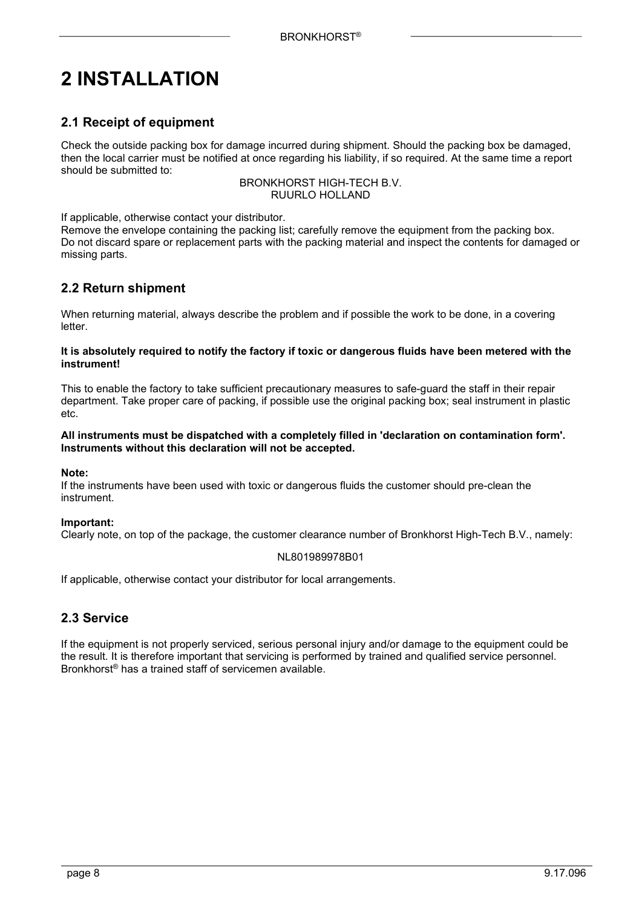# 2 INSTALLATION

## 2.1 Receipt of equipment

Check the outside packing box for damage incurred during shipment. Should the packing box be damaged, then the local carrier must be notified at once regarding his liability, if so required. At the same time a report should be submitted to:

BRONKHORST HIGH-TECH B.V.
RUURLO HOLLAND

If applicable, otherwise contact your distributor.
Remove the envelope containing the packing list; carefully remove the equipment from the packing box.
Do not discard spare or replacement parts with the packing material and inspect the contents for damaged or missing parts.

## 2.2 Return shipment

When returning material, always describe the problem and if possible the work to be done, in a covering letter.

**It is absolutely required to notify the factory if toxic or dangerous fluids have been metered with the instrument!**

This to enable the factory to take sufficient precautionary measures to safe-guard the staff in their repair department. Take proper care of packing, if possible use the original packing box; seal instrument in plastic etc.

**All instruments must be dispatched with a completely filled in 'declaration on contamination form'. Instruments without this declaration will not be accepted.**

**Note:**
If the instruments have been used with toxic or dangerous fluids the customer should pre-clean the instrument.

**Important:**
Clearly note, on top of the package, the customer clearance number of Bronkhorst High-Tech B.V., namely:

NL801989978B01

If applicable, otherwise contact your distributor for local arrangements.

## 2.3 Service

If the equipment is not properly serviced, serious personal injury and/or damage to the equipment could be the result. It is therefore important that servicing is performed by trained and qualified service personnel. Bronkhorst® has a trained staff of servicemen available.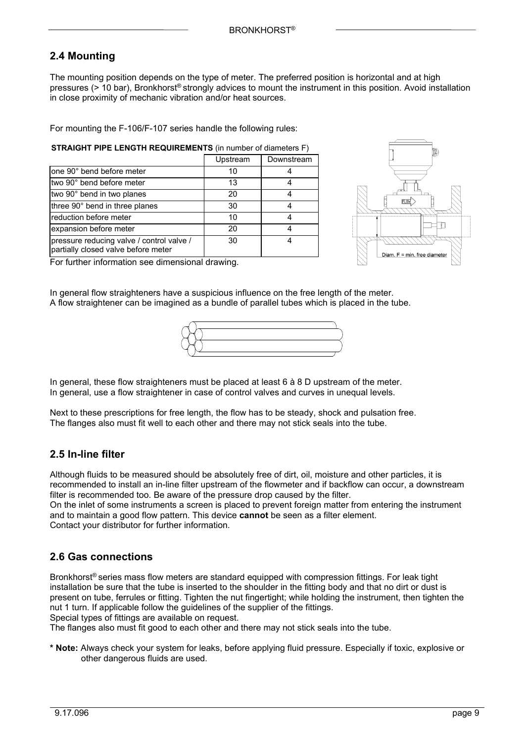## 2.4 Mounting

The mounting position depends on the type of meter. The preferred position is horizontal and at high pressures (> 10 bar), Bronkhorst® strongly advices to mount the instrument in this position. Avoid installation in close proximity of mechanic vibration and/or heat sources.

For mounting the F-106/F-107 series handle the following rules:

**STRAIGHT PIPE LENGTH REQUIREMENTS** (in number of diameters F)

| | Upstream | Downstream |
|---|---|---|
| one 90° bend before meter | 10 | 4 |
| two 90° bend before meter | 13 | 4 |
| two 90° bend in two planes | 20 | 4 |
| three 90° bend in three planes | 30 | 4 |
| reduction before meter | 10 | 4 |
| expansion before meter | 20 | 4 |
| pressure reducing valve / control valve / partially closed valve before meter | 30 | 4 |

For further information see dimensional drawing.

Diam. F = min. free diameter

In general flow straighteners have a suspicious influence on the free length of the meter.
A flow straightener can be imagined as a bundle of parallel tubes which is placed in the tube.

In general, these flow straighteners must be placed at least 6 à 8 D upstream of the meter.
In general, use a flow straightener in case of control valves and curves in unequal levels.

Next to these prescriptions for free length, the flow has to be steady, shock and pulsation free.
The flanges also must fit well to each other and there may not stick seals into the tube.

## 2.5 In-line filter

Although fluids to be measured should be absolutely free of dirt, oil, moisture and other particles, it is recommended to install an in-line filter upstream of the flowmeter and if backflow can occur, a downstream filter is recommended too. Be aware of the pressure drop caused by the filter.
On the inlet of some instruments a screen is placed to prevent foreign matter from entering the instrument and to maintain a good flow pattern. This device **cannot** be seen as a filter element.
Contact your distributor for further information.

## 2.6 Gas connections

Bronkhorst® series mass flow meters are standard equipped with compression fittings. For leak tight installation be sure that the tube is inserted to the shoulder in the fitting body and that no dirt or dust is present on tube, ferrules or fitting. Tighten the nut fingertight; while holding the instrument, then tighten the nut 1 turn. If applicable follow the guidelines of the supplier of the fittings.
Special types of fittings are available on request.
The flanges also must fit good to each other and there may not stick seals into the tube.

**\* Note:** Always check your system for leaks, before applying fluid pressure. Especially if toxic, explosive or other dangerous fluids are used.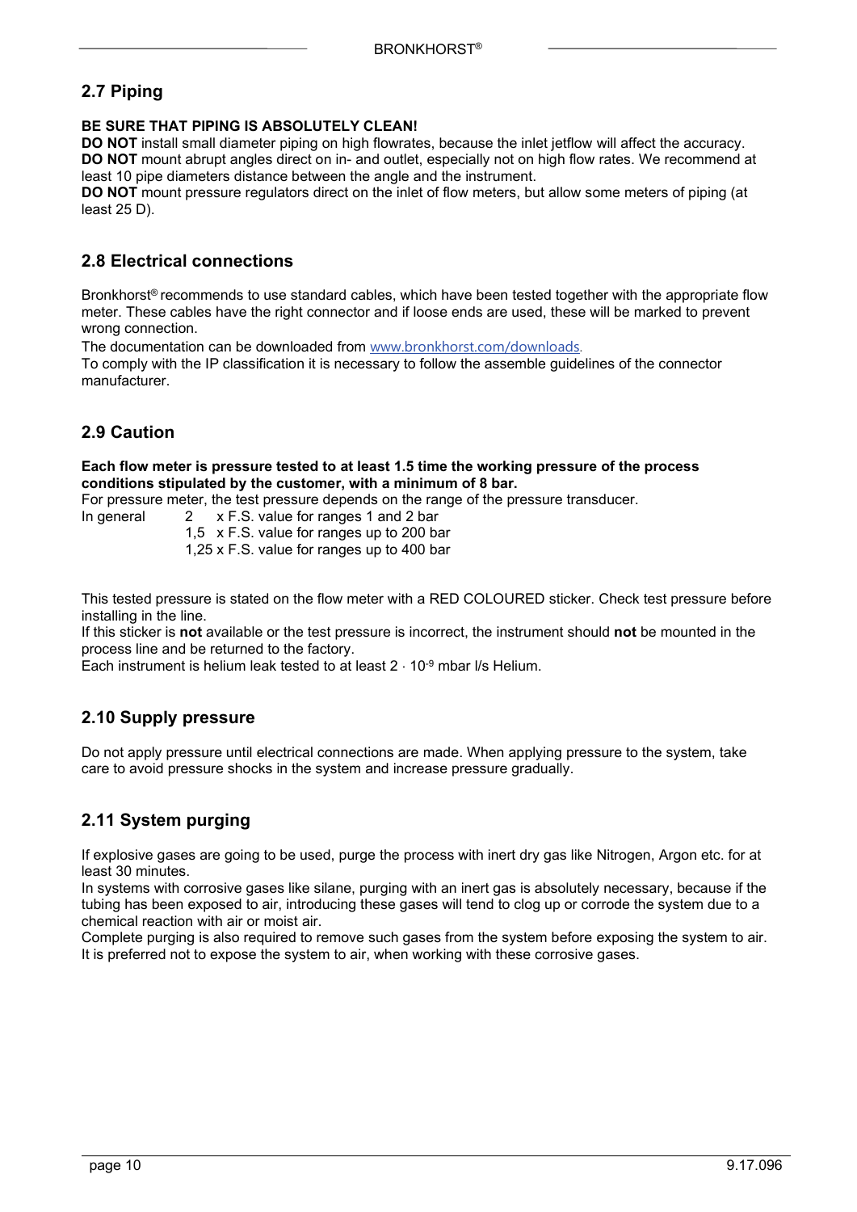## 2.7 Piping

**BE SURE THAT PIPING IS ABSOLUTELY CLEAN!**

**DO NOT** install small diameter piping on high flowrates, because the inlet jetflow will affect the accuracy.
**DO NOT** mount abrupt angles direct on in- and outlet, especially not on high flow rates. We recommend at least 10 pipe diameters distance between the angle and the instrument.
**DO NOT** mount pressure regulators direct on the inlet of flow meters, but allow some meters of piping (at least 25 D).

## 2.8 Electrical connections

Bronkhorst® recommends to use standard cables, which have been tested together with the appropriate flow meter. These cables have the right connector and if loose ends are used, these will be marked to prevent wrong connection.
The documentation can be downloaded from www.bronkhorst.com/downloads.
To comply with the IP classification it is necessary to follow the assemble guidelines of the connector manufacturer.

## 2.9 Caution

**Each flow meter is pressure tested to at least 1.5 time the working pressure of the process conditions stipulated by the customer, with a minimum of 8 bar.**
For pressure meter, the test pressure depends on the range of the pressure transducer.
In general 2 x F.S. value for ranges 1 and 2 bar
1,5 x F.S. value for ranges up to 200 bar
1,25 x F.S. value for ranges up to 400 bar

This tested pressure is stated on the flow meter with a RED COLOURED sticker. Check test pressure before installing in the line.
If this sticker is **not** available or the test pressure is incorrect, the instrument should **not** be mounted in the process line and be returned to the factory.
Each instrument is helium leak tested to at least $2 \cdot 10^{-9}$ mbar l/s Helium.

## 2.10 Supply pressure

Do not apply pressure until electrical connections are made. When applying pressure to the system, take care to avoid pressure shocks in the system and increase pressure gradually.

## 2.11 System purging

If explosive gases are going to be used, purge the process with inert dry gas like Nitrogen, Argon etc. for at least 30 minutes.
In systems with corrosive gases like silane, purging with an inert gas is absolutely necessary, because if the tubing has been exposed to air, introducing these gases will tend to clog up or corrode the system due to a chemical reaction with air or moist air.
Complete purging is also required to remove such gases from the system before exposing the system to air. It is preferred not to expose the system to air, when working with these corrosive gases.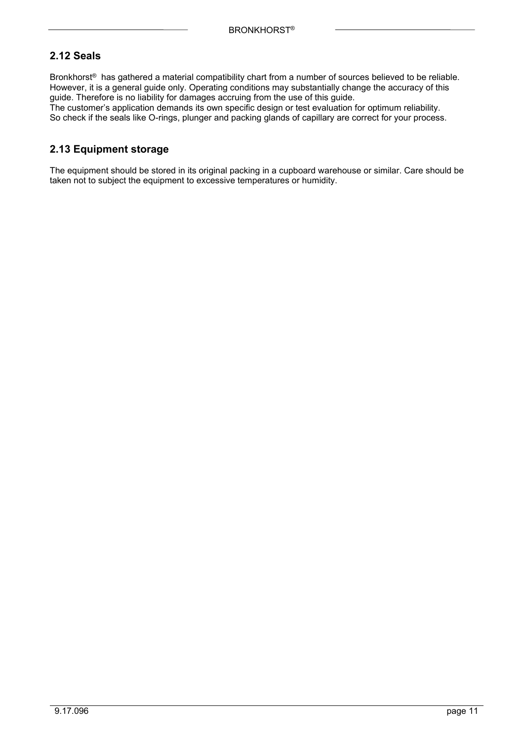## 2.12 Seals

Bronkhorst® has gathered a material compatibility chart from a number of sources believed to be reliable. However, it is a general guide only. Operating conditions may substantially change the accuracy of this guide. Therefore is no liability for damages accruing from the use of this guide.
The customer's application demands its own specific design or test evaluation for optimum reliability.
So check if the seals like O-rings, plunger and packing glands of capillary are correct for your process.

## 2.13 Equipment storage

The equipment should be stored in its original packing in a cupboard warehouse or similar. Care should be taken not to subject the equipment to excessive temperatures or humidity.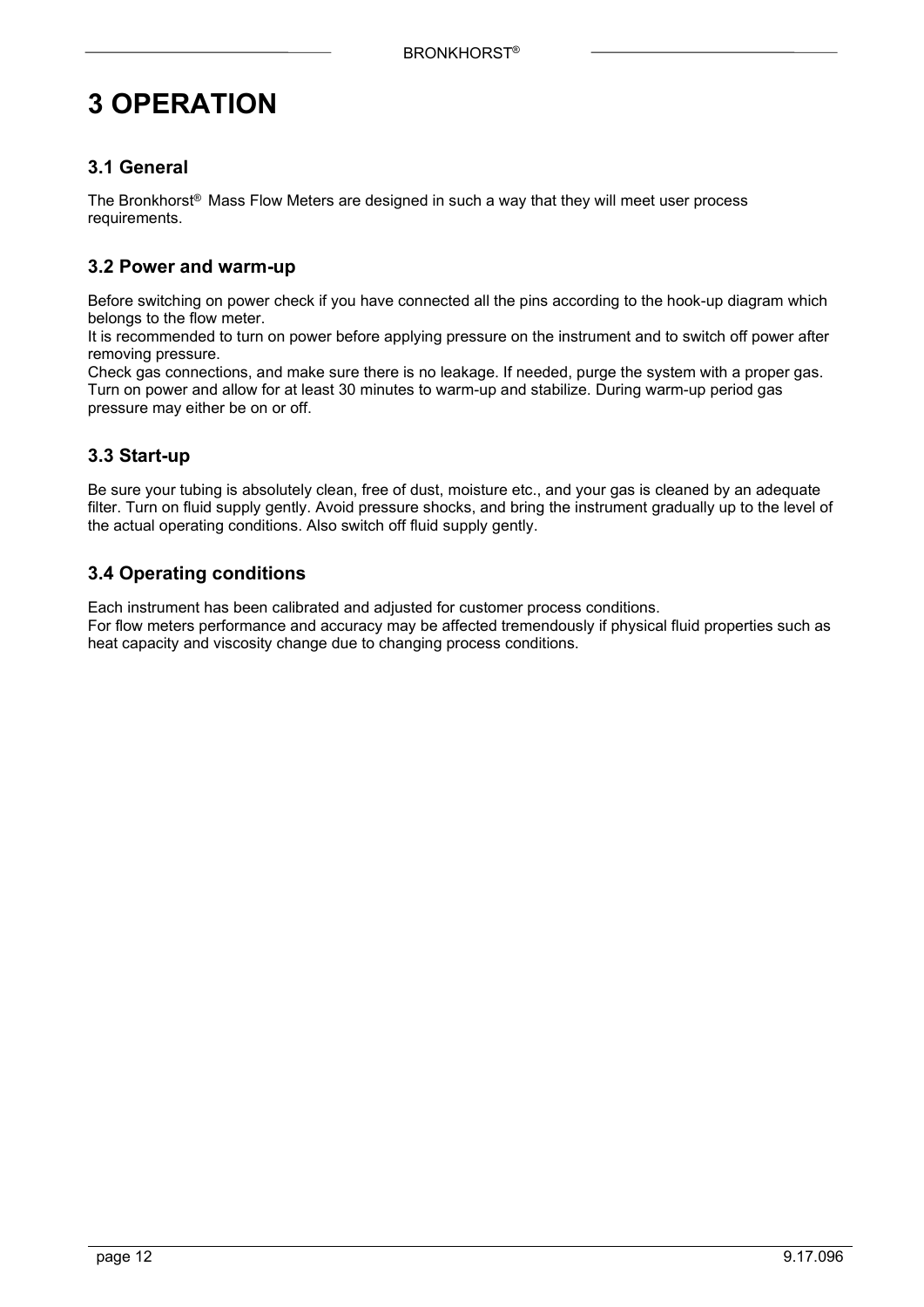# 3 OPERATION

## 3.1 General

The Bronkhorst® Mass Flow Meters are designed in such a way that they will meet user process requirements.

## 3.2 Power and warm-up

Before switching on power check if you have connected all the pins according to the hook-up diagram which belongs to the flow meter.
It is recommended to turn on power before applying pressure on the instrument and to switch off power after removing pressure.
Check gas connections, and make sure there is no leakage. If needed, purge the system with a proper gas.
Turn on power and allow for at least 30 minutes to warm-up and stabilize. During warm-up period gas pressure may either be on or off.

## 3.3 Start-up

Be sure your tubing is absolutely clean, free of dust, moisture etc., and your gas is cleaned by an adequate filter. Turn on fluid supply gently. Avoid pressure shocks, and bring the instrument gradually up to the level of the actual operating conditions. Also switch off fluid supply gently.

## 3.4 Operating conditions

Each instrument has been calibrated and adjusted for customer process conditions.
For flow meters performance and accuracy may be affected tremendously if physical fluid properties such as heat capacity and viscosity change due to changing process conditions.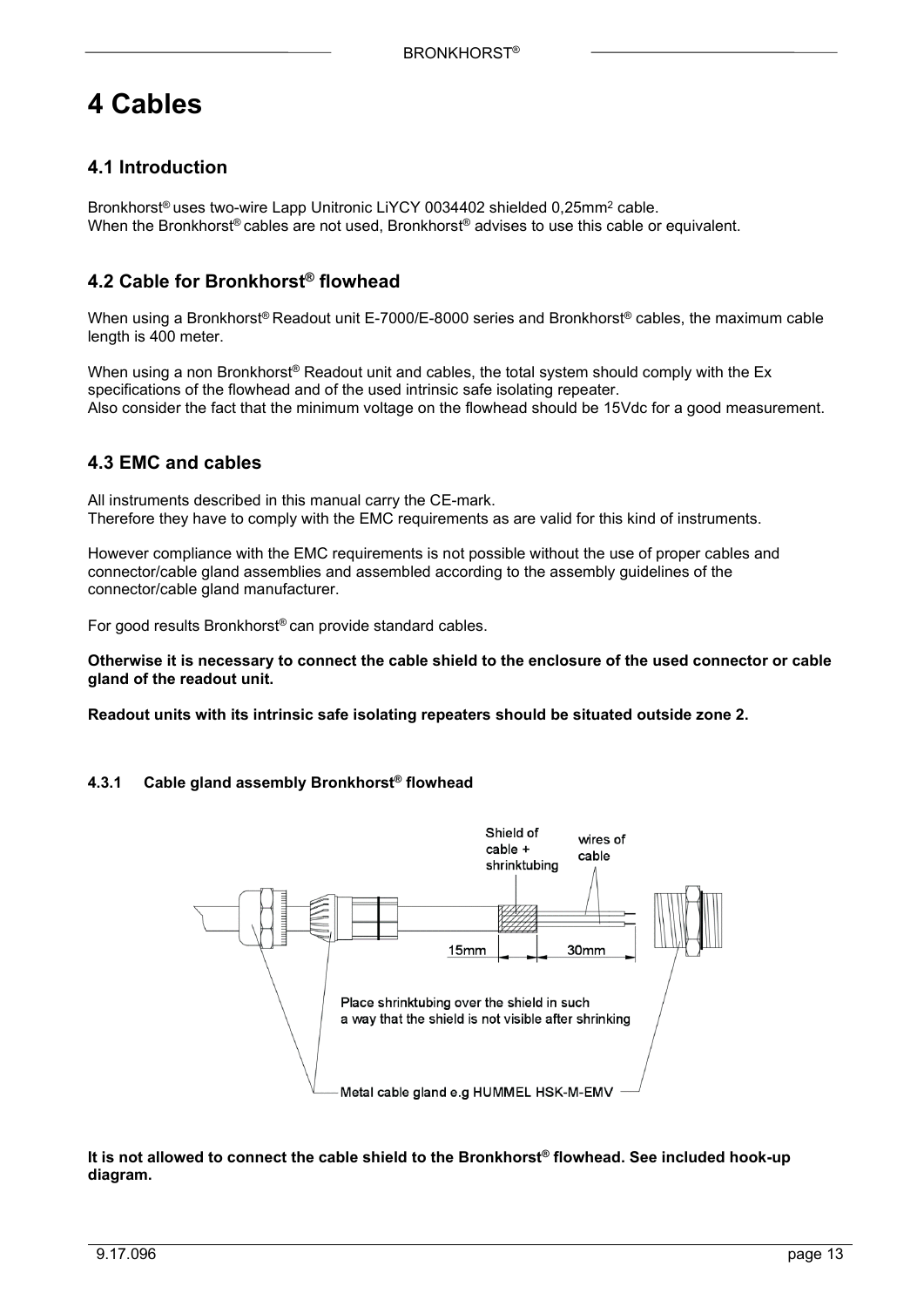# 4 Cables

## 4.1 Introduction

Bronkhorst® uses two-wire Lapp Unitronic LiYCY 0034402 shielded 0,25mm$^2$ cable.
When the Bronkhorst® cables are not used, Bronkhorst® advises to use this cable or equivalent.

## 4.2 Cable for Bronkhorst® flowhead

When using a Bronkhorst® Readout unit E-7000/E-8000 series and Bronkhorst® cables, the maximum cable length is 400 meter.

When using a non Bronkhorst® Readout unit and cables, the total system should comply with the Ex specifications of the flowhead and of the used intrinsic safe isolating repeater.
Also consider the fact that the minimum voltage on the flowhead should be 15Vdc for a good measurement.

## 4.3 EMC and cables

All instruments described in this manual carry the CE-mark.
Therefore they have to comply with the EMC requirements as are valid for this kind of instruments.

However compliance with the EMC requirements is not possible without the use of proper cables and connector/cable gland assemblies and assembled according to the assembly guidelines of the connector/cable gland manufacturer.

For good results Bronkhorst® can provide standard cables.

**Otherwise it is necessary to connect the cable shield to the enclosure of the used connector or cable gland of the readout unit.**

**Readout units with its intrinsic safe isolating repeaters should be situated outside zone 2.**

### 4.3.1 Cable gland assembly Bronkhorst® flowhead

Shield of cable + shrinktubing

wires of cable

15mm

30mm

Place shrinktubing over the shield in such a way that the shield is not visible after shrinking

Metal cable gland e.g HUMMEL HSK-M-EMV

**It is not allowed to connect the cable shield to the Bronkhorst® flowhead. See included hook-up diagram.**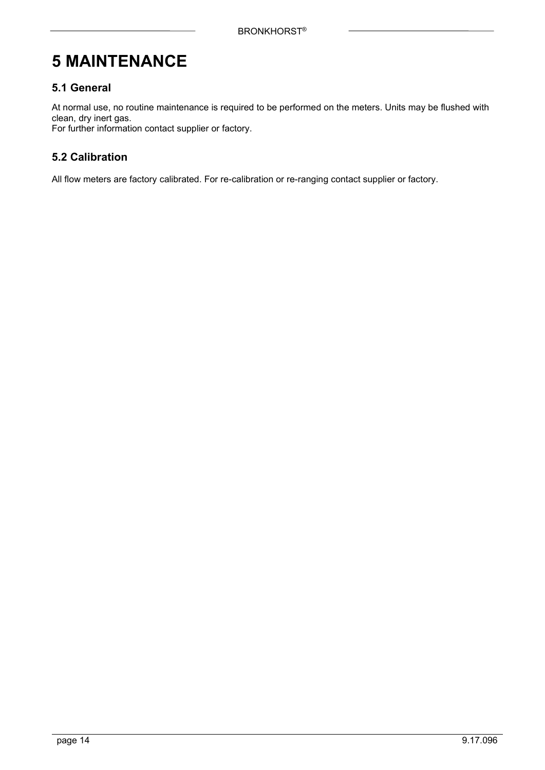# 5 MAINTENANCE

## 5.1 General

At normal use, no routine maintenance is required to be performed on the meters. Units may be flushed with clean, dry inert gas.
For further information contact supplier or factory.

## 5.2 Calibration

All flow meters are factory calibrated. For re-calibration or re-ranging contact supplier or factory.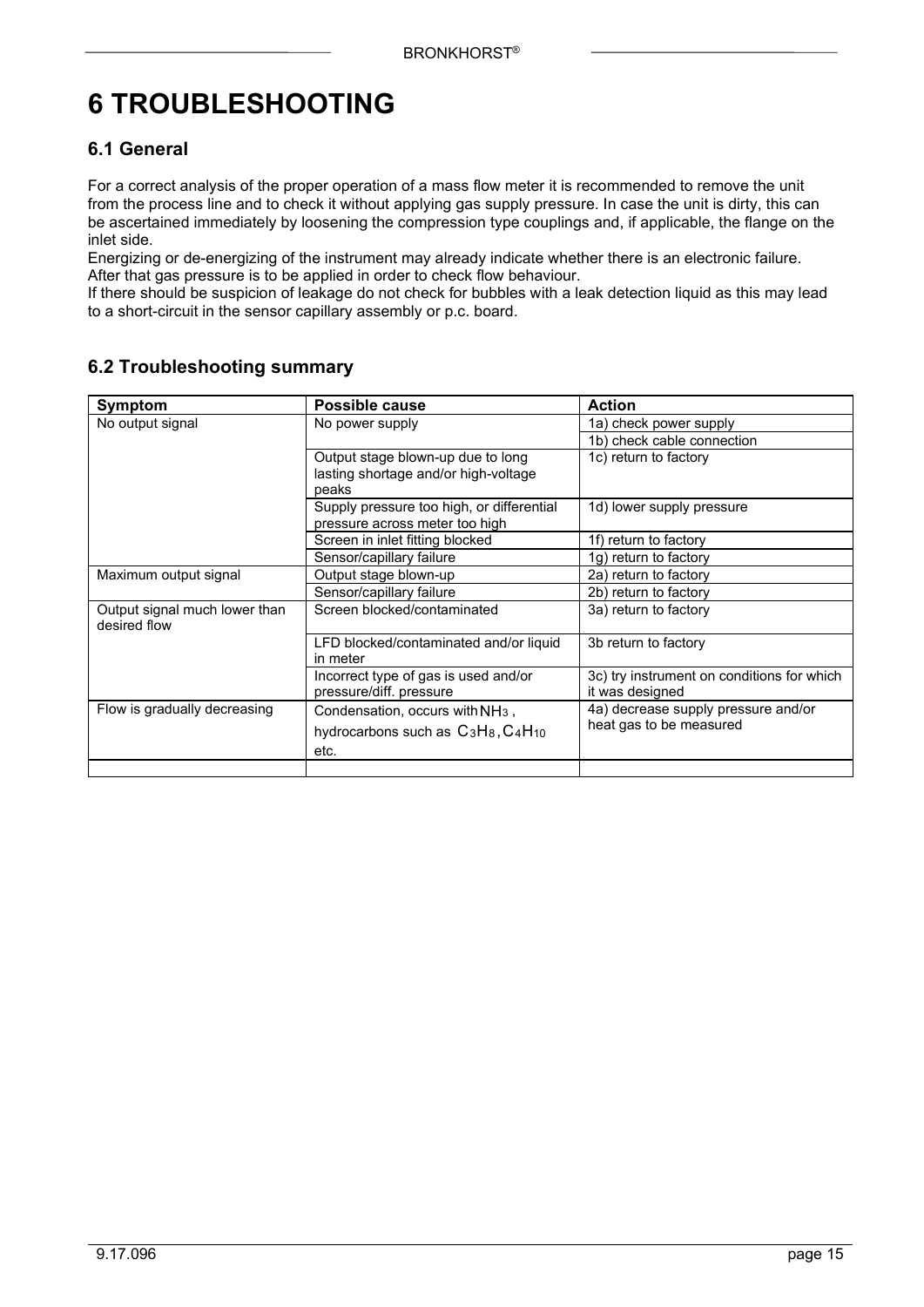# 6 TROUBLESHOOTING

## 6.1 General

For a correct analysis of the proper operation of a mass flow meter it is recommended to remove the unit from the process line and to check it without applying gas supply pressure. In case the unit is dirty, this can be ascertained immediately by loosening the compression type couplings and, if applicable, the flange on the inlet side.
Energizing or de-energizing of the instrument may already indicate whether there is an electronic failure. After that gas pressure is to be applied in order to check flow behaviour.
If there should be suspicion of leakage do not check for bubbles with a leak detection liquid as this may lead to a short-circuit in the sensor capillary assembly or p.c. board.

## 6.2 Troubleshooting summary

| Symptom | Possible cause | Action |
|---|---|---|
| No output signal | No power supply | 1a) check power supply |
| | | 1b) check cable connection |
| | Output stage blown-up due to long lasting shortage and/or high-voltage peaks | 1c) return to factory |
| | Supply pressure too high, or differential pressure across meter too high | 1d) lower supply pressure |
| | Screen in inlet fitting blocked | 1f) return to factory |
| | Sensor/capillary failure | 1g) return to factory |
| Maximum output signal | Output stage blown-up | 2a) return to factory |
| | Sensor/capillary failure | 2b) return to factory |
| Output signal much lower than desired flow | Screen blocked/contaminated | 3a) return to factory |
| | LFD blocked/contaminated and/or liquid in meter | 3b return to factory |
| | Incorrect type of gas is used and/or pressure/diff. pressure | 3c) try instrument on conditions for which it was designed |
| Flow is gradually decreasing | Condensation, occurs with $NH_3$, hydrocarbons such as $C_3H_8$, $C_4H_{10}$ etc. | 4a) decrease supply pressure and/or heat gas to be measured |
| | | |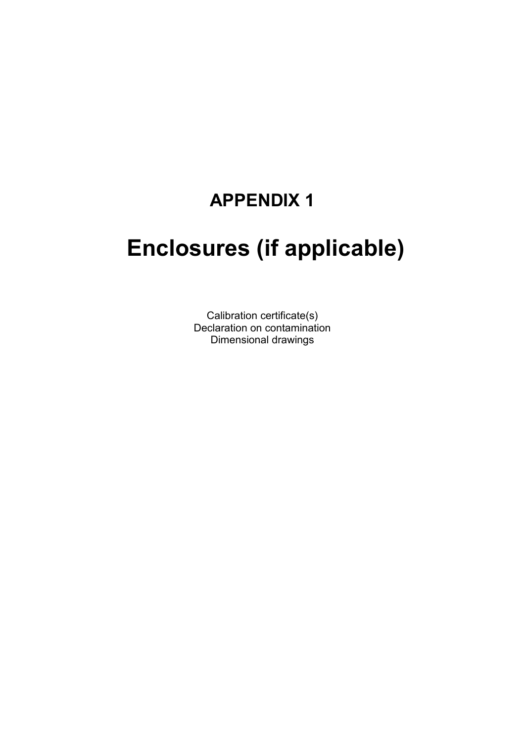## APPENDIX 1

# Enclosures (if applicable)

Calibration certificate(s)
Declaration on contamination
Dimensional drawings